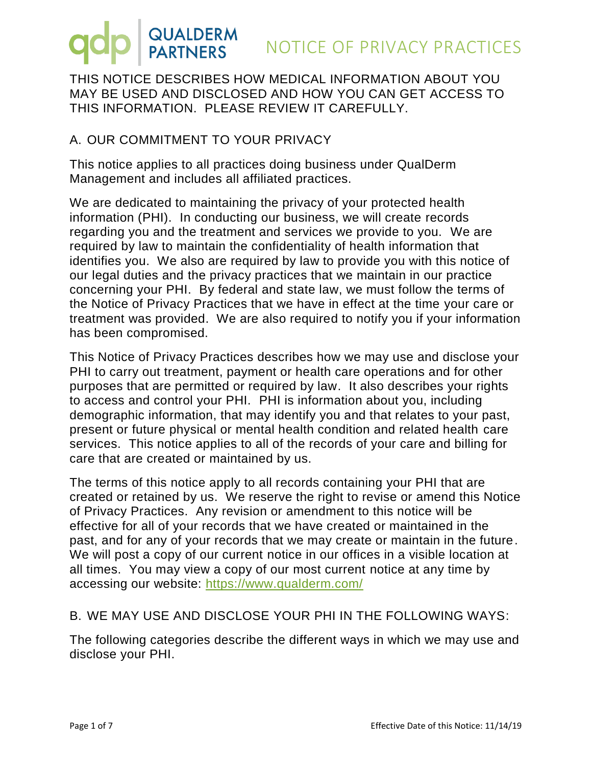# QUALDERM PARTNERS — NOTICE OF PRIVACY PRACTICES

THIS NOTICE DESCRIBES HOW MEDICAL INFORMATION ABOUT YOU MAY BE USED AND DISCLOSED AND HOW YOU CAN GET ACCESS TO THIS INFORMATION. PLEASE REVIEW IT CAREFULLY.

## A. OUR COMMITMENT TO YOUR PRIVACY

This notice applies to all practices doing business under QualDerm Management and includes all affiliated practices.

We are dedicated to maintaining the privacy of your protected health information (PHI). In conducting our business, we will create records regarding you and the treatment and services we provide to you. We are required by law to maintain the confidentiality of health information that identifies you. We also are required by law to provide you with this notice of our legal duties and the privacy practices that we maintain in our practice concerning your PHI. By federal and state law, we must follow the terms of the Notice of Privacy Practices that we have in effect at the time your care or treatment was provided. We are also required to notify you if your information has been compromised.

This Notice of Privacy Practices describes how we may use and disclose your PHI to carry out treatment, payment or health care operations and for other purposes that are permitted or required by law. It also describes your rights to access and control your PHI. PHI is information about you, including demographic information, that may identify you and that relates to your past, present or future physical or mental health condition and related health care services. This notice applies to all of the records of your care and billing for care that are created or maintained by us.

The terms of this notice apply to all records containing your PHI that are created or retained by us. We reserve the right to revise or amend this Notice of Privacy Practices. Any revision or amendment to this notice will be effective for all of your records that we have created or maintained in the past, and for any of your records that we may create or maintain in the future. We will post a copy of our current notice in our offices in a visible location at all times. You may view a copy of our most current notice at any time by accessing our website: [https://www.qualderm.com/](https://www.qualderm.com/)

## B. WE MAY USE AND DISCLOSE YOUR PHI IN THE FOLLOWING WAYS:

The following categories describe the different ways in which we may use and disclose your PHI.

Effective Date of this Notice: 11/14/19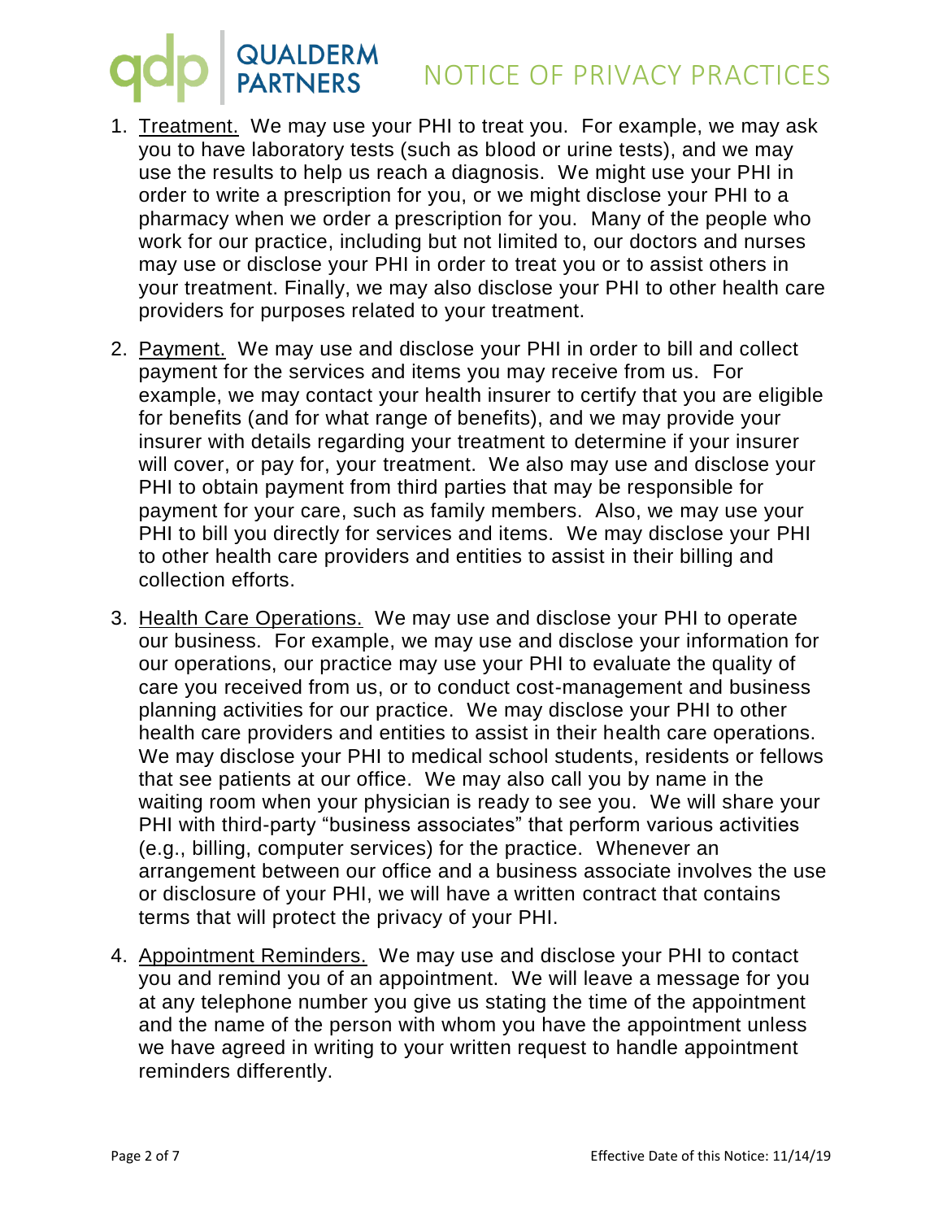1. Treatment. We may use your PHI to treat you. For example, we may ask you to have laboratory tests (such as blood or urine tests), and we may use the results to help us reach a diagnosis. We might use your PHI in order to write a prescription for you, or we might disclose your PHI to a pharmacy when we order a prescription for you. Many of the people who work for our practice, including but not limited to, our doctors and nurses may use or disclose your PHI in order to treat you or to assist others in your treatment. Finally, we may also disclose your PHI to other health care providers for purposes related to your treatment.

2. Payment. We may use and disclose your PHI in order to bill and collect payment for the services and items you may receive from us. For example, we may contact your health insurer to certify that you are eligible for benefits (and for what range of benefits), and we may provide your insurer with details regarding your treatment to determine if your insurer will cover, or pay for, your treatment. We also may use and disclose your PHI to obtain payment from third parties that may be responsible for payment for your care, such as family members. Also, we may use your PHI to bill you directly for services and items. We may disclose your PHI to other health care providers and entities to assist in their billing and collection efforts.

3. Health Care Operations. We may use and disclose your PHI to operate our business. For example, we may use and disclose your information for our operations, our practice may use your PHI to evaluate the quality of care you received from us, or to conduct cost-management and business planning activities for our practice. We may disclose your PHI to other health care providers and entities to assist in their health care operations. We may disclose your PHI to medical school students, residents or fellows that see patients at our office. We may also call you by name in the waiting room when your physician is ready to see you. We will share your PHI with third-party "business associates" that perform various activities (e.g., billing, computer services) for the practice. Whenever an arrangement between our office and a business associate involves the use or disclosure of your PHI, we will have a written contract that contains terms that will protect the privacy of your PHI.

4. Appointment Reminders. We may use and disclose your PHI to contact you and remind you of an appointment. We will leave a message for you at any telephone number you give us stating the time of the appointment and the name of the person with whom you have the appointment unless we have agreed in writing to your written request to handle appointment reminders differently.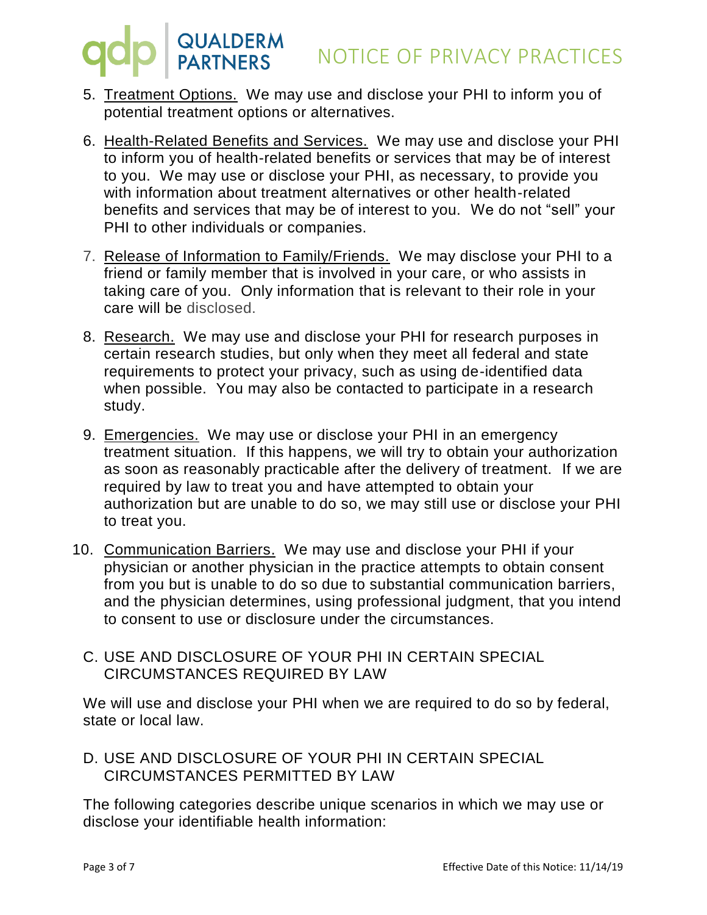5. <u>Treatment Options.</u> We may use and disclose your PHI to inform you of potential treatment options or alternatives.

6. <u>Health-Related Benefits and Services.</u> We may use and disclose your PHI to inform you of health-related benefits or services that may be of interest to you. We may use or disclose your PHI, as necessary, to provide you with information about treatment alternatives or other health-related benefits and services that may be of interest to you. We do not "sell" your PHI to other individuals or companies.

7. <u>Release of Information to Family/Friends.</u> We may disclose your PHI to a friend or family member that is involved in your care, or who assists in taking care of you. Only information that is relevant to their role in your care will be disclosed.

8. <u>Research.</u> We may use and disclose your PHI for research purposes in certain research studies, but only when they meet all federal and state requirements to protect your privacy, such as using de-identified data when possible. You may also be contacted to participate in a research study.

9. <u>Emergencies.</u> We may use or disclose your PHI in an emergency treatment situation. If this happens, we will try to obtain your authorization as soon as reasonably practicable after the delivery of treatment. If we are required by law to treat you and have attempted to obtain your authorization but are unable to do so, we may still use or disclose your PHI to treat you.

10. <u>Communication Barriers.</u> We may use and disclose your PHI if your physician or another physician in the practice attempts to obtain consent from you but is unable to do so due to substantial communication barriers, and the physician determines, using professional judgment, that you intend to consent to use or disclosure under the circumstances.

C. USE AND DISCLOSURE OF YOUR PHI IN CERTAIN SPECIAL CIRCUMSTANCES REQUIRED BY LAW

We will use and disclose your PHI when we are required to do so by federal, state or local law.

D. USE AND DISCLOSURE OF YOUR PHI IN CERTAIN SPECIAL CIRCUMSTANCES PERMITTED BY LAW

The following categories describe unique scenarios in which we may use or disclose your identifiable health information: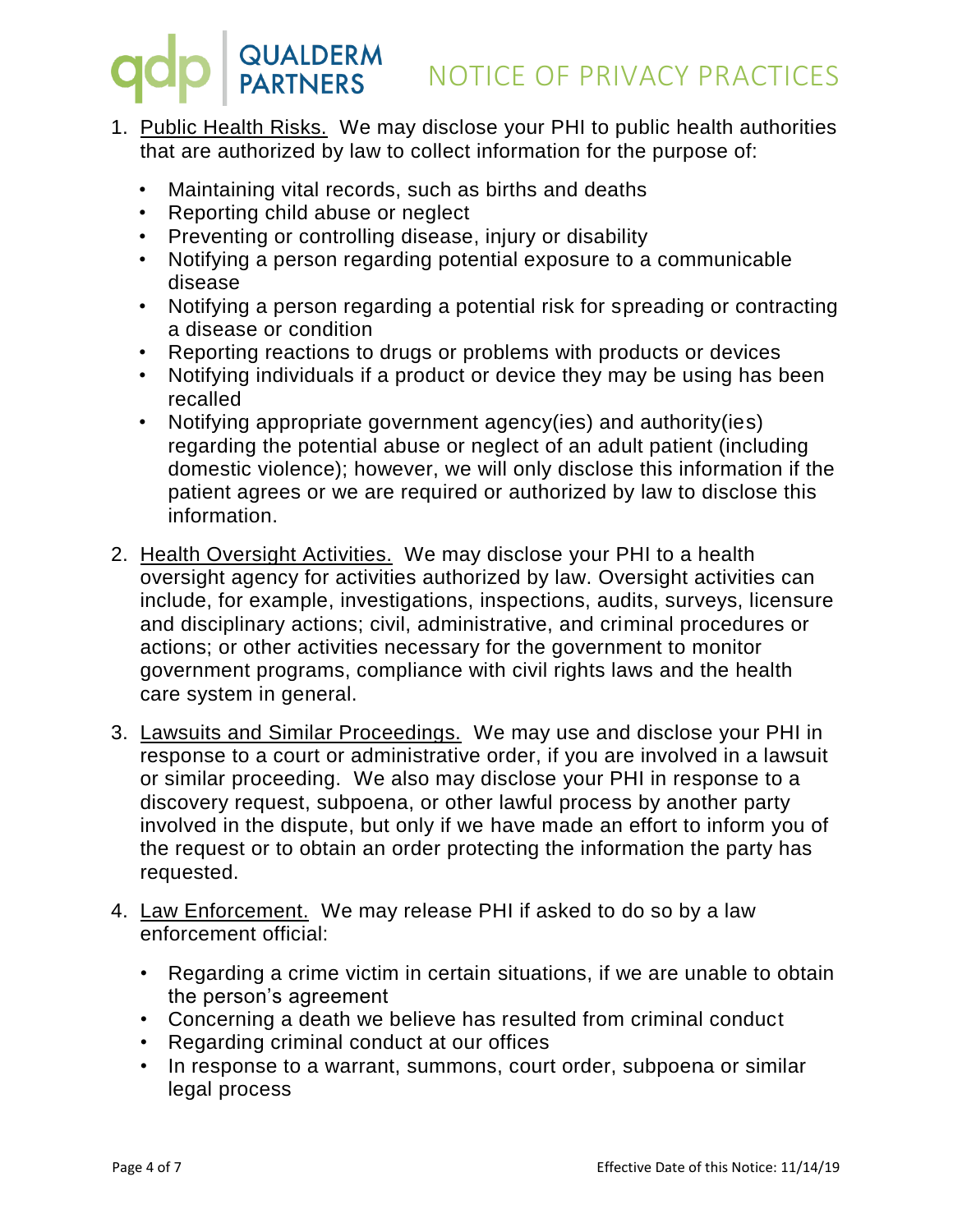1. Public Health Risks. We may disclose your PHI to public health authorities that are authorized by law to collect information for the purpose of:

   - Maintaining vital records, such as births and deaths
   - Reporting child abuse or neglect
   - Preventing or controlling disease, injury or disability
   - Notifying a person regarding potential exposure to a communicable disease
   - Notifying a person regarding a potential risk for spreading or contracting a disease or condition
   - Reporting reactions to drugs or problems with products or devices
   - Notifying individuals if a product or device they may be using has been recalled
   - Notifying appropriate government agency(ies) and authority(ies) regarding the potential abuse or neglect of an adult patient (including domestic violence); however, we will only disclose this information if the patient agrees or we are required or authorized by law to disclose this information.

2. Health Oversight Activities. We may disclose your PHI to a health oversight agency for activities authorized by law. Oversight activities can include, for example, investigations, inspections, audits, surveys, licensure and disciplinary actions; civil, administrative, and criminal procedures or actions; or other activities necessary for the government to monitor government programs, compliance with civil rights laws and the health care system in general.

3. Lawsuits and Similar Proceedings. We may use and disclose your PHI in response to a court or administrative order, if you are involved in a lawsuit or similar proceeding. We also may disclose your PHI in response to a discovery request, subpoena, or other lawful process by another party involved in the dispute, but only if we have made an effort to inform you of the request or to obtain an order protecting the information the party has requested.

4. Law Enforcement. We may release PHI if asked to do so by a law enforcement official:

   - Regarding a crime victim in certain situations, if we are unable to obtain the person's agreement
   - Concerning a death we believe has resulted from criminal conduct
   - Regarding criminal conduct at our offices
   - In response to a warrant, summons, court order, subpoena or similar legal process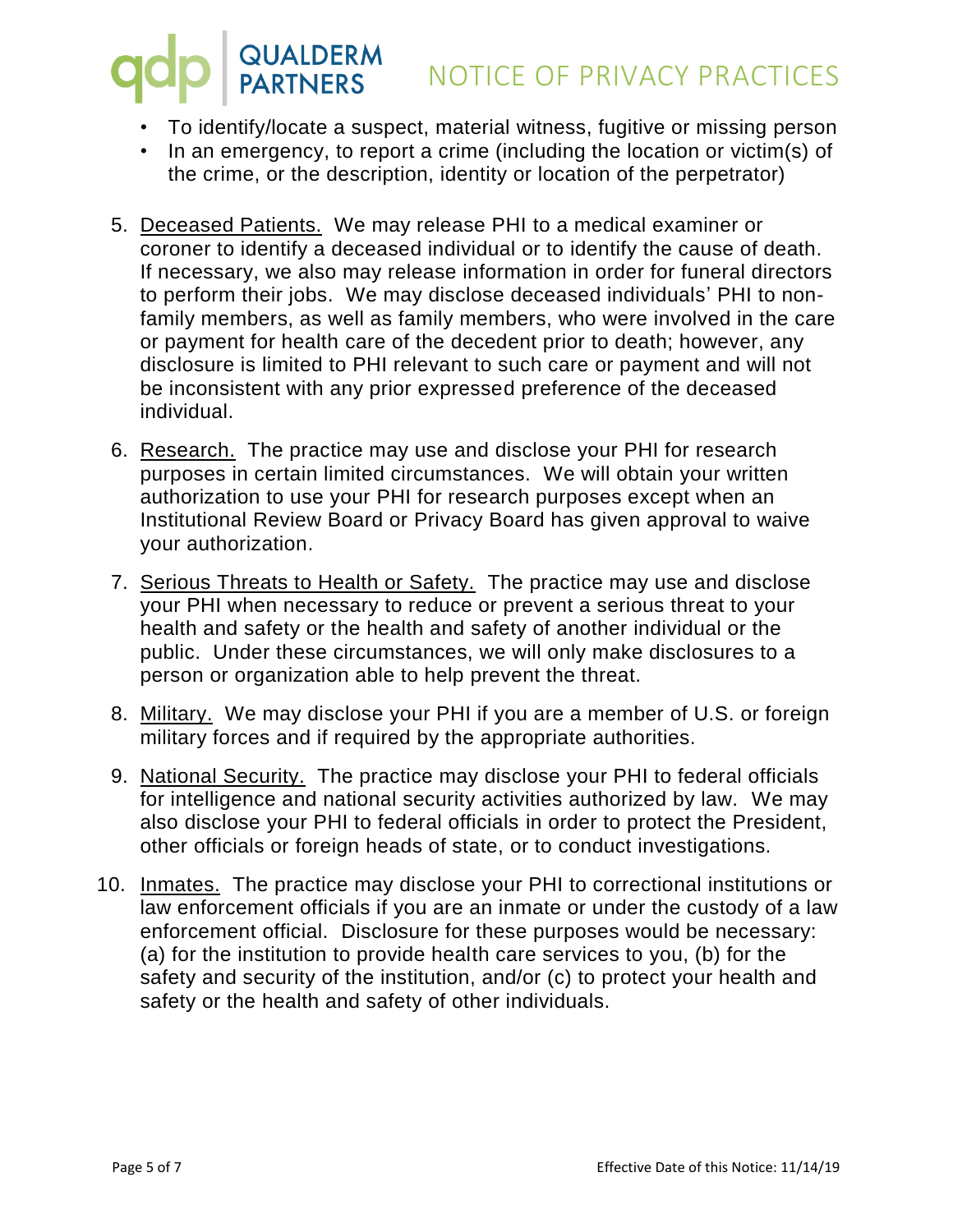- To identify/locate a suspect, material witness, fugitive or missing person
- In an emergency, to report a crime (including the location or victim(s) of the crime, or the description, identity or location of the perpetrator)

5. Deceased Patients. We may release PHI to a medical examiner or coroner to identify a deceased individual or to identify the cause of death. If necessary, we also may release information in order for funeral directors to perform their jobs. We may disclose deceased individuals' PHI to non-family members, as well as family members, who were involved in the care or payment for health care of the decedent prior to death; however, any disclosure is limited to PHI relevant to such care or payment and will not be inconsistent with any prior expressed preference of the deceased individual.

6. Research. The practice may use and disclose your PHI for research purposes in certain limited circumstances. We will obtain your written authorization to use your PHI for research purposes except when an Institutional Review Board or Privacy Board has given approval to waive your authorization.

7. Serious Threats to Health or Safety. The practice may use and disclose your PHI when necessary to reduce or prevent a serious threat to your health and safety or the health and safety of another individual or the public. Under these circumstances, we will only make disclosures to a person or organization able to help prevent the threat.

8. Military. We may disclose your PHI if you are a member of U.S. or foreign military forces and if required by the appropriate authorities.

9. National Security. The practice may disclose your PHI to federal officials for intelligence and national security activities authorized by law. We may also disclose your PHI to federal officials in order to protect the President, other officials or foreign heads of state, or to conduct investigations.

10. Inmates. The practice may disclose your PHI to correctional institutions or law enforcement officials if you are an inmate or under the custody of a law enforcement official. Disclosure for these purposes would be necessary: (a) for the institution to provide health care services to you, (b) for the safety and security of the institution, and/or (c) to protect your health and safety or the health and safety of other individuals.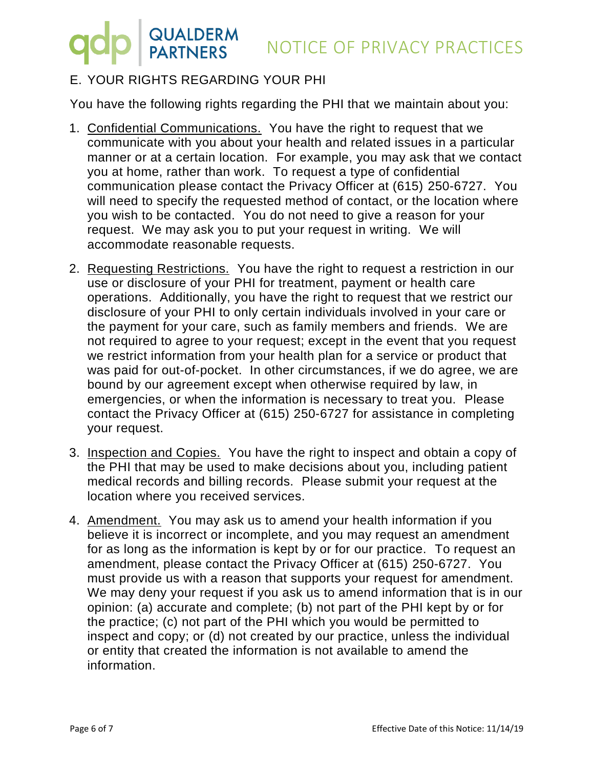## E. YOUR RIGHTS REGARDING YOUR PHI

You have the following rights regarding the PHI that we maintain about you:

1. Confidential Communications. You have the right to request that we communicate with you about your health and related issues in a particular manner or at a certain location. For example, you may ask that we contact you at home, rather than work. To request a type of confidential communication please contact the Privacy Officer at (615) 250-6727. You will need to specify the requested method of contact, or the location where you wish to be contacted. You do not need to give a reason for your request. We may ask you to put your request in writing. We will accommodate reasonable requests.

2. Requesting Restrictions. You have the right to request a restriction in our use or disclosure of your PHI for treatment, payment or health care operations. Additionally, you have the right to request that we restrict our disclosure of your PHI to only certain individuals involved in your care or the payment for your care, such as family members and friends. We are not required to agree to your request; except in the event that you request we restrict information from your health plan for a service or product that was paid for out-of-pocket. In other circumstances, if we do agree, we are bound by our agreement except when otherwise required by law, in emergencies, or when the information is necessary to treat you. Please contact the Privacy Officer at (615) 250-6727 for assistance in completing your request.

3. Inspection and Copies. You have the right to inspect and obtain a copy of the PHI that may be used to make decisions about you, including patient medical records and billing records. Please submit your request at the location where you received services.

4. Amendment. You may ask us to amend your health information if you believe it is incorrect or incomplete, and you may request an amendment for as long as the information is kept by or for our practice. To request an amendment, please contact the Privacy Officer at (615) 250-6727. You must provide us with a reason that supports your request for amendment. We may deny your request if you ask us to amend information that is in our opinion: (a) accurate and complete; (b) not part of the PHI kept by or for the practice; (c) not part of the PHI which you would be permitted to inspect and copy; or (d) not created by our practice, unless the individual or entity that created the information is not available to amend the information.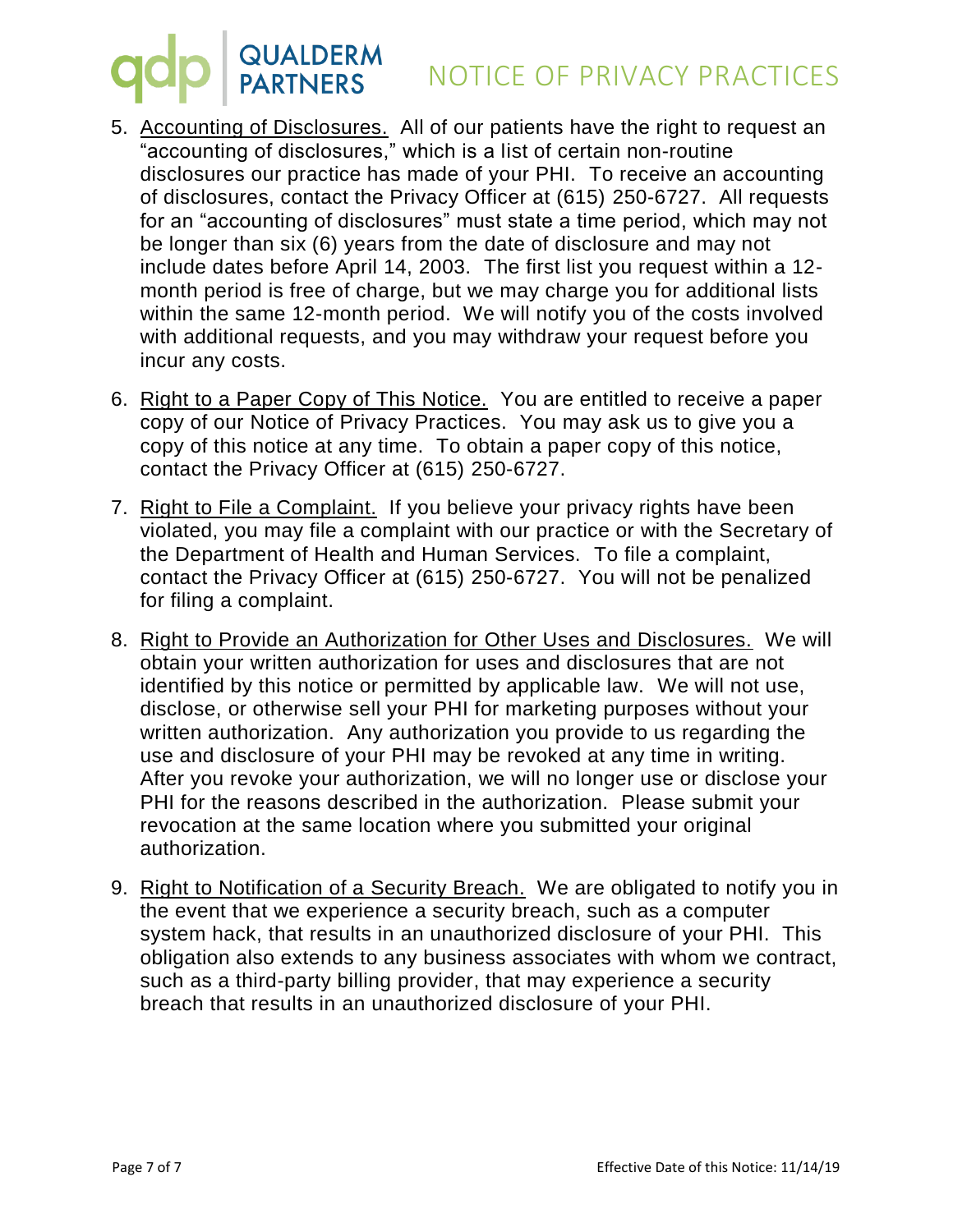5. Accounting of Disclosures. All of our patients have the right to request an "accounting of disclosures," which is a list of certain non-routine disclosures our practice has made of your PHI. To receive an accounting of disclosures, contact the Privacy Officer at (615) 250-6727. All requests for an "accounting of disclosures" must state a time period, which may not be longer than six (6) years from the date of disclosure and may not include dates before April 14, 2003. The first list you request within a 12-month period is free of charge, but we may charge you for additional lists within the same 12-month period. We will notify you of the costs involved with additional requests, and you may withdraw your request before you incur any costs.

6. Right to a Paper Copy of This Notice. You are entitled to receive a paper copy of our Notice of Privacy Practices. You may ask us to give you a copy of this notice at any time. To obtain a paper copy of this notice, contact the Privacy Officer at (615) 250-6727.

7. Right to File a Complaint. If you believe your privacy rights have been violated, you may file a complaint with our practice or with the Secretary of the Department of Health and Human Services. To file a complaint, contact the Privacy Officer at (615) 250-6727. You will not be penalized for filing a complaint.

8. Right to Provide an Authorization for Other Uses and Disclosures. We will obtain your written authorization for uses and disclosures that are not identified by this notice or permitted by applicable law. We will not use, disclose, or otherwise sell your PHI for marketing purposes without your written authorization. Any authorization you provide to us regarding the use and disclosure of your PHI may be revoked at any time in writing. After you revoke your authorization, we will no longer use or disclose your PHI for the reasons described in the authorization. Please submit your revocation at the same location where you submitted your original authorization.

9. Right to Notification of a Security Breach. We are obligated to notify you in the event that we experience a security breach, such as a computer system hack, that results in an unauthorized disclosure of your PHI. This obligation also extends to any business associates with whom we contract, such as a third-party billing provider, that may experience a security breach that results in an unauthorized disclosure of your PHI.

Effective Date of this Notice: 11/14/19